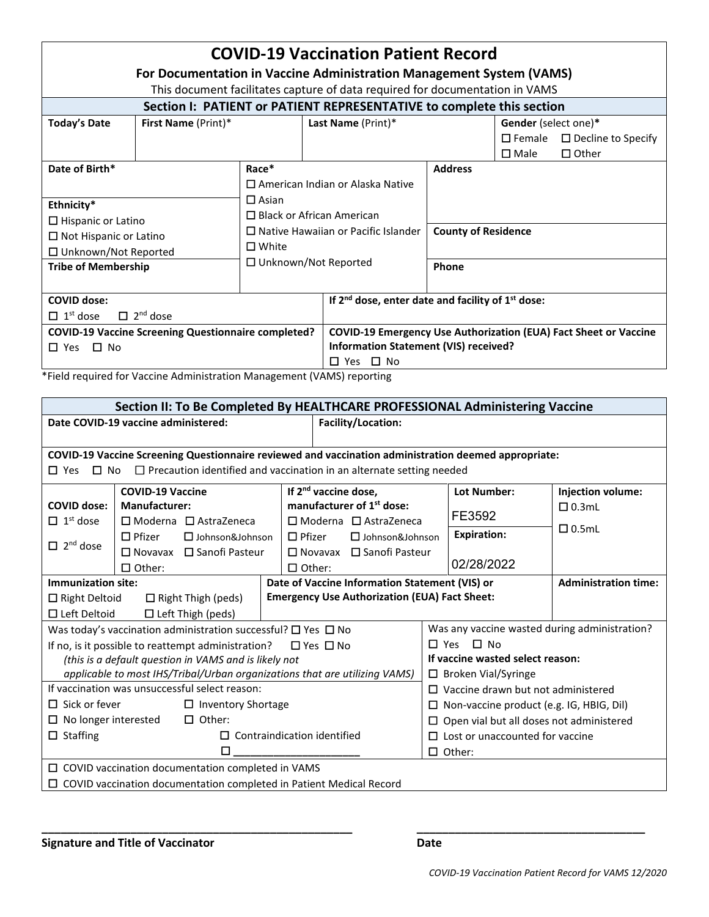# COVID-19 Vaccination Patient Record

**For Documentation in Vaccine Administration Management System (VAMS)**

This document facilitates capture of data required for documentation in VAMS

## Section I: PATIENT or PATIENT REPRESENTATIVE to complete this section

| Today's Date | First Name (Print)* | Last Name (Print)* | Gender (select one)* |
|---|---|---|---|
| | | | ☐ Female ☐ Decline to Specify ☐ Male ☐ Other |

| Date of Birth* | Race* | Address |
|---|---|---|
| | ☐ American Indian or Alaska Native<br>☐ Asian<br>☐ Black or African American<br>☐ Native Hawaiian or Pacific Islander<br>☐ White<br>☐ Unknown/Not Reported | |
| **Ethnicity***<br>☐ Hispanic or Latino<br>☐ Not Hispanic or Latino<br>☐ Unknown/Not Reported | | **County of Residence** |
| **Tribe of Membership** | | **Phone** |

| COVID dose: | If 2nd dose, enter date and facility of 1st dose: |
|---|---|
| ☐ 1st dose ☐ 2nd dose | |
| **COVID-19 Vaccine Screening Questionnaire completed?**<br>☐ Yes ☐ No | **COVID-19 Emergency Use Authorization (EUA) Fact Sheet or Vaccine Information Statement (VIS) received?**<br>☐ Yes ☐ No |

*Field required for Vaccine Administration Management (VAMS) reporting

## Section II: To Be Completed By HEALTHCARE PROFESSIONAL Administering Vaccine

| Date COVID-19 vaccine administered: | Facility/Location: |
|---|---|
| | |

**COVID-19 Vaccine Screening Questionnaire reviewed and vaccination administration deemed appropriate:**

☐ Yes ☐ No ☐ Precaution identified and vaccination in an alternate setting needed

| COVID dose: | COVID-19 Vaccine Manufacturer: | If 2nd vaccine dose, manufacturer of 1st dose: | Lot Number: | Injection volume: |
|---|---|---|---|---|
| ☐ 1st dose<br>☐ 2nd dose | ☐ Moderna ☐ AstraZeneca<br>☐ Pfizer ☐ Johnson&Johnson<br>☐ Novavax ☐ Sanofi Pasteur<br>☐ Other: | ☐ Moderna ☐ AstraZeneca<br>☐ Pfizer ☐ Johnson&Johnson<br>☐ Novavax ☐ Sanofi Pasteur<br>☐ Other: | FE3592<br>**Expiration:**<br>02/28/2022 | ☐ 0.3mL<br>☐ 0.5mL |

| Immunization site: | Date of Vaccine Information Statement (VIS) or Emergency Use Authorization (EUA) Fact Sheet: | Administration time: |
|---|---|---|
| ☐ Right Deltoid ☐ Right Thigh (peds)<br>☐ Left Deltoid ☐ Left Thigh (peds) | | |

| | |
|---|---|
| Was today's vaccination administration successful? ☐ Yes ☐ No<br>If no, is it possible to reattempt administration? ☐ Yes ☐ No<br>*(this is a default question in VAMS and is likely not applicable to most IHS/Tribal/Urban organizations that are utilizing VAMS)* | Was any vaccine wasted during administration?<br>☐ Yes ☐ No<br>**If vaccine wasted select reason:**<br>☐ Broken Vial/Syringe |
| If vaccination was unsuccessful select reason:<br>☐ Sick or fever ☐ Inventory Shortage<br>☐ No longer interested ☐ Other:<br>☐ Staffing ☐ Contraindication identified<br>☐ ______________________ | ☐ Vaccine drawn but not administered<br>☐ Non-vaccine product (e.g. IG, HBIG, Dil)<br>☐ Open vial but all doses not administered<br>☐ Lost or unaccounted for vaccine<br>☐ Other: |

☐ COVID vaccination documentation completed in VAMS

☐ COVID vaccination documentation completed in Patient Medical Record

_______________________________________________ _________________________________

**Signature and Title of Vaccinator** **Date**

*COVID-19 Vaccination Patient Record for VAMS 12/2020*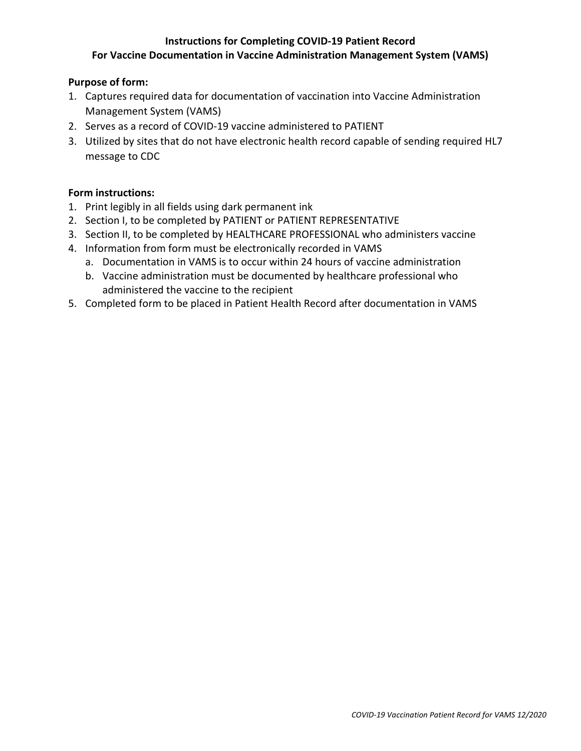**Instructions for Completing COVID-19 Patient Record**
**For Vaccine Documentation in Vaccine Administration Management System (VAMS)**

**Purpose of form:**

1. Captures required data for documentation of vaccination into Vaccine Administration Management System (VAMS)
2. Serves as a record of COVID-19 vaccine administered to PATIENT
3. Utilized by sites that do not have electronic health record capable of sending required HL7 message to CDC

**Form instructions:**

1. Print legibly in all fields using dark permanent ink
2. Section I, to be completed by PATIENT or PATIENT REPRESENTATIVE
3. Section II, to be completed by HEALTHCARE PROFESSIONAL who administers vaccine
4. Information from form must be electronically recorded in VAMS
   a. Documentation in VAMS is to occur within 24 hours of vaccine administration
   b. Vaccine administration must be documented by healthcare professional who administered the vaccine to the recipient
5. Completed form to be placed in Patient Health Record after documentation in VAMS